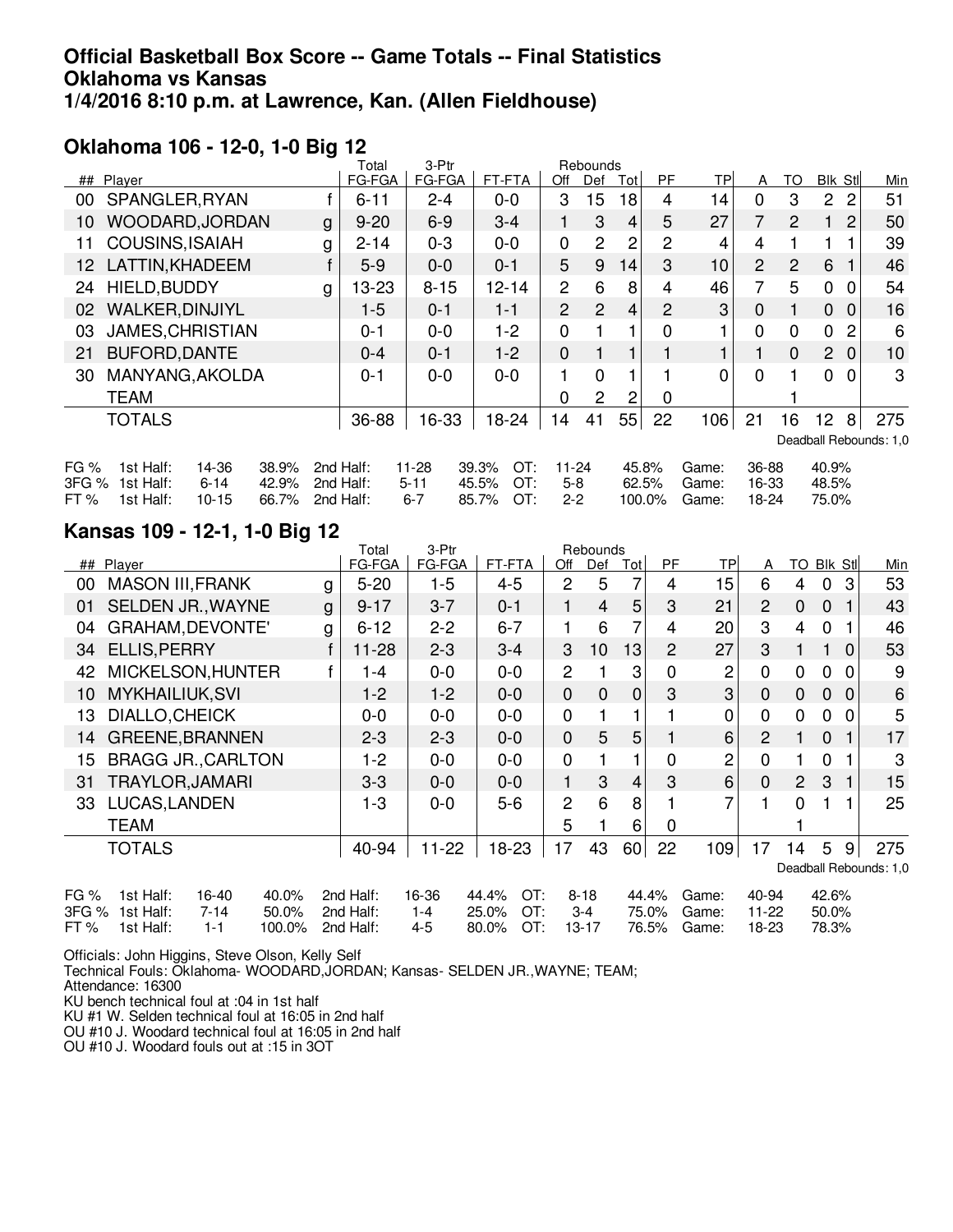# Official Basketball Box Score -- Game Totals -- Final Statistics
# Oklahoma vs Kansas
# 1/4/2016 8:10 p.m. at Lawrence, Kan. (Allen Fieldhouse)

## Oklahoma 106 - 12-0, 1-0 Big 12

| ## | Player | | Total FG-FGA | 3-Ptr FG-FGA | FT-FTA | Rebounds Off | Def | Tot | PF | TP | A | TO | Blk | Stl | Min |
|---|---|---|---|---|---|---|---|---|---|---|---|---|---|---|---|
| 00 | SPANGLER,RYAN | f | 6-11 | 2-4 | 0-0 | 3 | 15 | 18 | 4 | 14 | 0 | 3 | 2 | 2 | 51 |
| 10 | WOODARD,JORDAN | g | 9-20 | 6-9 | 3-4 | 1 | 3 | 4 | 5 | 27 | 7 | 2 | 1 | 2 | 50 |
| 11 | COUSINS,ISAIAH | g | 2-14 | 0-3 | 0-0 | 0 | 2 | 2 | 2 | 4 | 4 | 1 | 1 | 1 | 39 |
| 12 | LATTIN,KHADEEM | f | 5-9 | 0-0 | 0-1 | 5 | 9 | 14 | 3 | 10 | 2 | 2 | 6 | 1 | 46 |
| 24 | HIELD,BUDDY | g | 13-23 | 8-15 | 12-14 | 2 | 6 | 8 | 4 | 46 | 7 | 5 | 0 | 0 | 54 |
| 02 | WALKER,DINJIYL | | 1-5 | 0-1 | 1-1 | 2 | 2 | 4 | 2 | 3 | 0 | 1 | 0 | 0 | 16 |
| 03 | JAMES,CHRISTIAN | | 0-1 | 0-0 | 1-2 | 0 | 1 | 1 | 0 | 1 | 0 | 0 | 0 | 2 | 6 |
| 21 | BUFORD,DANTE | | 0-4 | 0-1 | 1-2 | 0 | 1 | 1 | 1 | 1 | 1 | 0 | 2 | 0 | 10 |
| 30 | MANYANG,AKOLDA | | 0-1 | 0-0 | 0-0 | 1 | 0 | 1 | 1 | 0 | 0 | 1 | 0 | 0 | 3 |
| | TEAM | | | | | 0 | 2 | 2 | 0 | | | 1 | | | |
| | TOTALS | | 36-88 | 16-33 | 18-24 | 14 | 41 | 55 | 22 | 106 | 21 | 16 | 12 | 8 | 275 |

Deadball Rebounds: 1,0

| | | | | | | | | | | | |
|---|---|---|---|---|---|---|---|---|---|---|---|
| FG % | 1st Half: | 14-36 | 38.9% | 2nd Half: | 11-28 | 39.3% | OT: | 11-24 | 45.8% | Game: | 36-88 40.9% |
| 3FG % | 1st Half: | 6-14 | 42.9% | 2nd Half: | 5-11 | 45.5% | OT: | 5-8 | 62.5% | Game: | 16-33 48.5% |
| FT % | 1st Half: | 10-15 | 66.7% | 2nd Half: | 6-7 | 85.7% | OT: | 2-2 | 100.0% | Game: | 18-24 75.0% |

## Kansas 109 - 12-1, 1-0 Big 12

| ## | Player | | Total FG-FGA | 3-Ptr FG-FGA | FT-FTA | Rebounds Off | Def | Tot | PF | TP | A | TO | Blk | Stl | Min |
|---|---|---|---|---|---|---|---|---|---|---|---|---|---|---|---|
| 00 | MASON III,FRANK | g | 5-20 | 1-5 | 4-5 | 2 | 5 | 7 | 4 | 15 | 6 | 4 | 0 | 3 | 53 |
| 01 | SELDEN JR.,WAYNE | g | 9-17 | 3-7 | 0-1 | 1 | 4 | 5 | 3 | 21 | 2 | 0 | 0 | 1 | 43 |
| 04 | GRAHAM,DEVONTE' | g | 6-12 | 2-2 | 6-7 | 1 | 6 | 7 | 4 | 20 | 3 | 4 | 0 | 1 | 46 |
| 34 | ELLIS,PERRY | f | 11-28 | 2-3 | 3-4 | 3 | 10 | 13 | 2 | 27 | 3 | 1 | 1 | 0 | 53 |
| 42 | MICKELSON,HUNTER | f | 1-4 | 0-0 | 0-0 | 2 | 1 | 3 | 0 | 2 | 0 | 0 | 0 | 0 | 9 |
| 10 | MYKHAILIUK,SVI | | 1-2 | 1-2 | 0-0 | 0 | 0 | 0 | 3 | 3 | 0 | 0 | 0 | 0 | 6 |
| 13 | DIALLO,CHEICK | | 0-0 | 0-0 | 0-0 | 0 | 1 | 1 | 1 | 0 | 0 | 0 | 0 | 0 | 5 |
| 14 | GREENE,BRANNEN | | 2-3 | 2-3 | 0-0 | 0 | 5 | 5 | 1 | 6 | 2 | 1 | 0 | 1 | 17 |
| 15 | BRAGG JR.,CARLTON | | 1-2 | 0-0 | 0-0 | 0 | 1 | 1 | 0 | 2 | 0 | 1 | 0 | 1 | 3 |
| 31 | TRAYLOR,JAMARI | | 3-3 | 0-0 | 0-0 | 1 | 3 | 4 | 3 | 6 | 0 | 2 | 3 | 1 | 15 |
| 33 | LUCAS,LANDEN | | 1-3 | 0-0 | 5-6 | 2 | 6 | 8 | 1 | 7 | 1 | 0 | 1 | 1 | 25 |
| | TEAM | | | | | 5 | 1 | 6 | 0 | | | 1 | | | |
| | TOTALS | | 40-94 | 11-22 | 18-23 | 17 | 43 | 60 | 22 | 109 | 17 | 14 | 5 | 9 | 275 |

Deadball Rebounds: 1,0

| | | | | | | | | | | | |
|---|---|---|---|---|---|---|---|---|---|---|---|
| FG % | 1st Half: | 16-40 | 40.0% | 2nd Half: | 16-36 | 44.4% | OT: | 8-18 | 44.4% | Game: | 40-94 42.6% |
| 3FG % | 1st Half: | 7-14 | 50.0% | 2nd Half: | 1-4 | 25.0% | OT: | 3-4 | 75.0% | Game: | 11-22 50.0% |
| FT % | 1st Half: | 1-1 | 100.0% | 2nd Half: | 4-5 | 80.0% | OT: | 13-17 | 76.5% | Game: | 18-23 78.3% |

Officials: John Higgins, Steve Olson, Kelly Self
Technical Fouls: Oklahoma- WOODARD,JORDAN; Kansas- SELDEN JR.,WAYNE; TEAM;
Attendance: 16300
KU bench technical foul at :04 in 1st half
KU #1 W. Selden technical foul at 16:05 in 2nd half
OU #10 J. Woodard technical foul at 16:05 in 2nd half
OU #10 J. Woodard fouls out at :15 in 3OT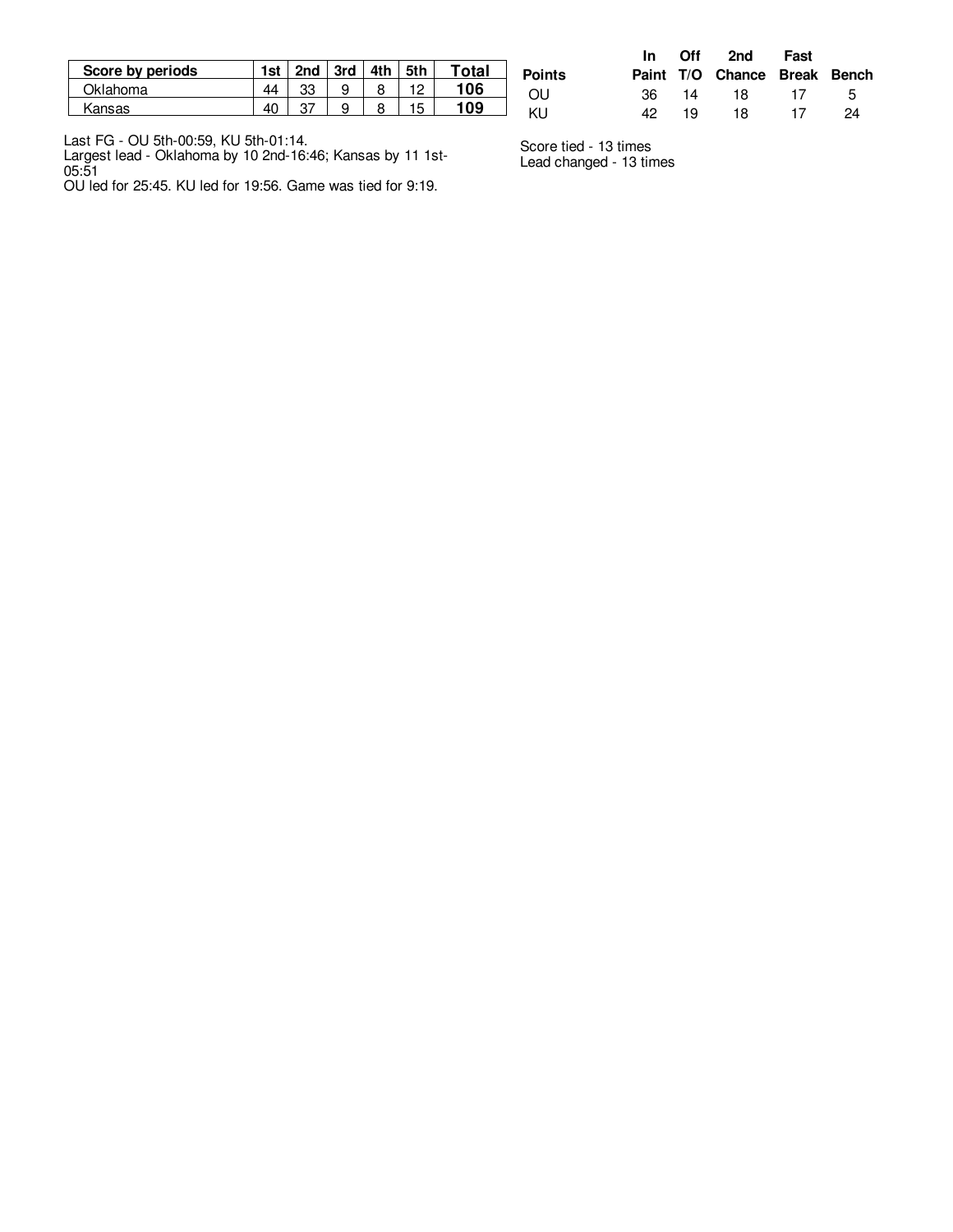| Score by periods | 1st | 2nd | 3rd | 4th | 5th | Total |
|---|---|---|---|---|---|---|
| Oklahoma | 44 | 33 | 9 | 8 | 12 | **106** |
| Kansas | 40 | 37 | 9 | 8 | 15 | **109** |

Last FG - OU 5th-00:59, KU 5th-01:14.
Largest lead - Oklahoma by 10 2nd-16:46; Kansas by 11 1st-05:51
OU led for 25:45. KU led for 19:56. Game was tied for 9:19.

| Points | In Paint | Off T/O | 2nd Chance | Fast Break | Bench |
|---|---|---|---|---|---|
| OU | 36 | 14 | 18 | 17 | 5 |
| KU | 42 | 19 | 18 | 17 | 24 |

Score tied - 13 times
Lead changed - 13 times